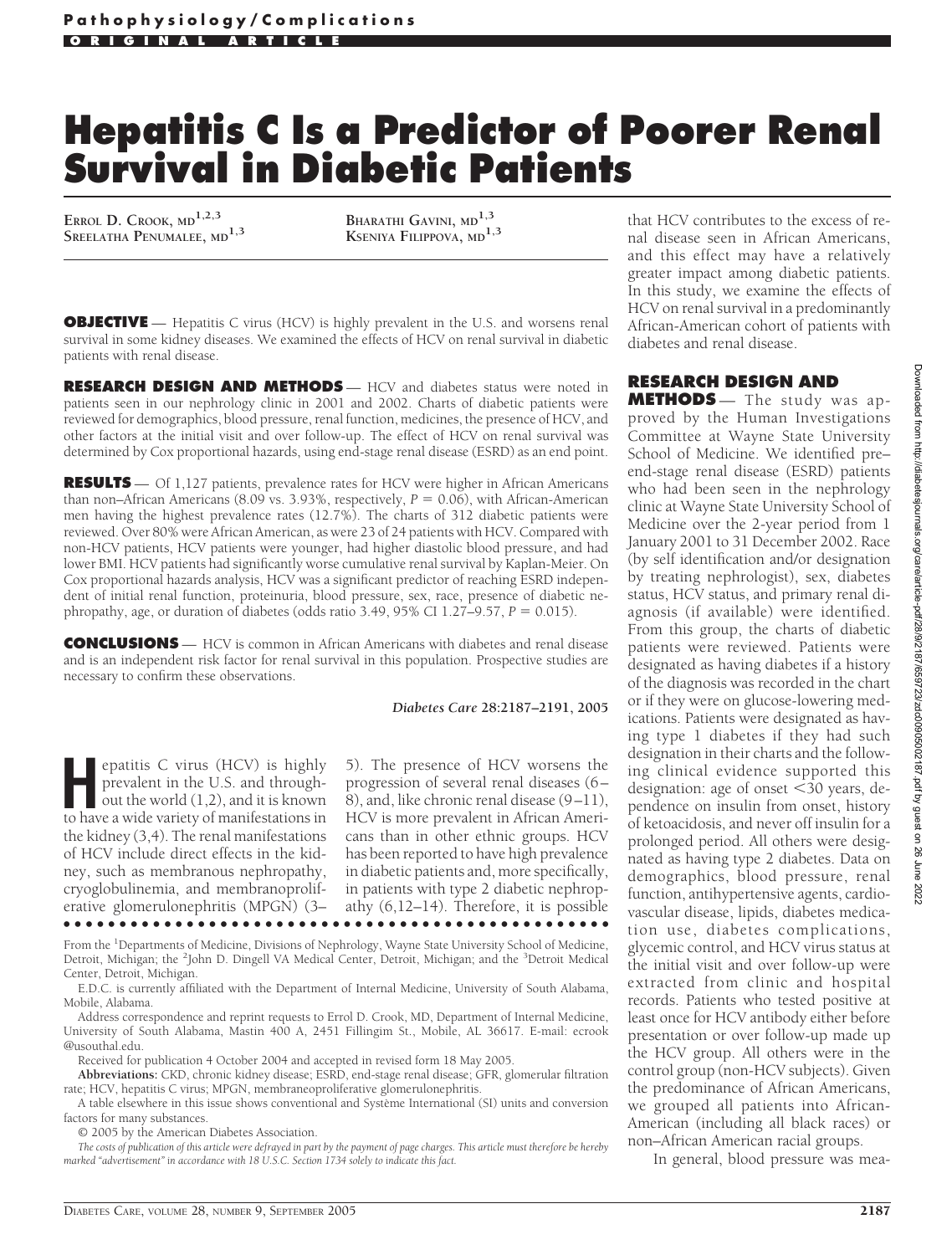Pathophysiology/Complications

ORIGINAL ARTICLE

# Hepatitis C Is a Predictor of Poorer Renal Survival in Diabetic Patients

ERROL D. CROOK, MD[1,2,3]
SREELATHA PENUMALEE, MD[1,3]
BHARATHI GAVINI, MD[1,3]
KSENIYA FILIPPOVA, MD[1,3]

**OBJECTIVE** — Hepatitis C virus (HCV) is highly prevalent in the U.S. and worsens renal survival in some kidney diseases. We examined the effects of HCV on renal survival in diabetic patients with renal disease.

**RESEARCH DESIGN AND METHODS** — HCV and diabetes status were noted in patients seen in our nephrology clinic in 2001 and 2002. Charts of diabetic patients were reviewed for demographics, blood pressure, renal function, medicines, the presence of HCV, and other factors at the initial visit and over follow-up. The effect of HCV on renal survival was determined by Cox proportional hazards, using end-stage renal disease (ESRD) as an end point.

**RESULTS** — Of 1,127 patients, prevalence rates for HCV were higher in African Americans than non–African Americans (8.09 vs. 3.93%, respectively, $P = 0.06$), with African-American men having the highest prevalence rates (12.7%). The charts of 312 diabetic patients were reviewed. Over 80% were African American, as were 23 of 24 patients with HCV. Compared with non-HCV patients, HCV patients were younger, had higher diastolic blood pressure, and had lower BMI. HCV patients had significantly worse cumulative renal survival by Kaplan-Meier. On Cox proportional hazards analysis, HCV was a significant predictor of reaching ESRD independent of initial renal function, proteinuria, blood pressure, sex, race, presence of diabetic nephropathy, age, or duration of diabetes (odds ratio 3.49, 95% CI 1.27–9.57, $P = 0.015$).

**CONCLUSIONS** — HCV is common in African Americans with diabetes and renal disease and is an independent risk factor for renal survival in this population. Prospective studies are necessary to confirm these observations.

*Diabetes Care* 28:2187–2191, 2005

Hepatitis C virus (HCV) is highly prevalent in the U.S. and throughout the world (1,2), and it is known to have a wide variety of manifestations in the kidney (3,4). The renal manifestations of HCV include direct effects in the kidney, such as membranous nephropathy, cryoglobulinemia, and membranoproliferative glomerulonephritis (MPGN) (3–5). The presence of HCV worsens the progression of several renal diseases (6–8), and, like chronic renal disease (9–11), HCV is more prevalent in African Americans than in other ethnic groups. HCV has been reported to have high prevalence in diabetic patients and, more specifically, in patients with type 2 diabetic nephropathy (6,12–14). Therefore, it is possible that HCV contributes to the excess of renal disease seen in African Americans, and this effect may have a relatively greater impact among diabetic patients. In this study, we examine the effects of HCV on renal survival in a predominantly African-American cohort of patients with diabetes and renal disease.

From the [1]Departments of Medicine, Divisions of Nephrology, Wayne State University School of Medicine, Detroit, Michigan; the [2]John D. Dingell VA Medical Center, Detroit, Michigan; and the [3]Detroit Medical Center, Detroit, Michigan.

E.D.C. is currently affiliated with the Department of Internal Medicine, University of South Alabama, Mobile, Alabama.

Address correspondence and reprint requests to Errol D. Crook, MD, Department of Internal Medicine, University of South Alabama, Mastin 400 A, 2451 Fillingim St., Mobile, AL 36617. E-mail: ecrook@usouthal.edu.

Received for publication 4 October 2004 and accepted in revised form 18 May 2005.

**Abbreviations:** CKD, chronic kidney disease; ESRD, end-stage renal disease; GFR, glomerular filtration rate; HCV, hepatitis C virus; MPGN, membraneoproliferative glomerulonephritis.

A table elsewhere in this issue shows conventional and Système International (SI) units and conversion factors for many substances.

© 2005 by the American Diabetes Association.

*The costs of publication of this article were defrayed in part by the payment of page charges. This article must therefore be hereby marked "advertisement" in accordance with 18 U.S.C. Section 1734 solely to indicate this fact.*

## RESEARCH DESIGN AND METHODS

— The study was approved by the Human Investigations Committee at Wayne State University School of Medicine. We identified pre–end-stage renal disease (ESRD) patients who had been seen in the nephrology clinic at Wayne State University School of Medicine over the 2-year period from 1 January 2001 to 31 December 2002. Race (by self identification and/or designation by treating nephrologist), sex, diabetes status, HCV status, and primary renal diagnosis (if available) were identified. From this group, the charts of diabetic patients were reviewed. Patients were designated as having diabetes if a history of the diagnosis was recorded in the chart or if they were on glucose-lowering medications. Patients were designated as having type 1 diabetes if they had such designation in their charts and the following clinical evidence supported this designation: age of onset <30 years, dependence on insulin from onset, history of ketoacidosis, and never off insulin for a prolonged period. All others were designated as having type 2 diabetes. Data on demographics, blood pressure, renal function, antihypertensive agents, cardiovascular disease, lipids, diabetes medication use, diabetes complications, glycemic control, and HCV virus status at the initial visit and over follow-up were extracted from clinic and hospital records. Patients who tested positive at least once for HCV antibody either before presentation or over follow-up made up the HCV group. All others were in the control group (non-HCV subjects). Given the predominance of African Americans, we grouped all patients into African-American (including all black races) or non–African American racial groups.

In general, blood pressure was mea-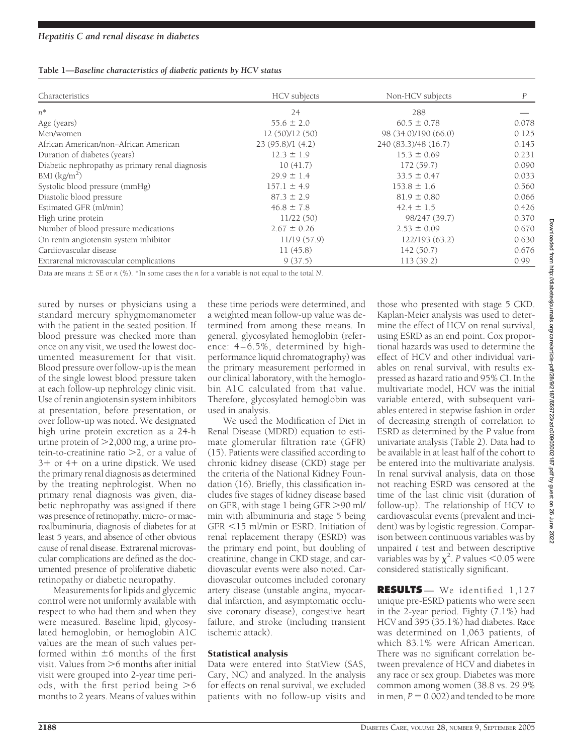**Table 1—Baseline characteristics of diabetic patients by HCV status**

| Characteristics | HCV subjects | Non-HCV subjects | P |
|---|---|---|---|
| n* | 24 | 288 | — |
| Age (years) | 55.6 ± 2.0 | 60.5 ± 0.78 | 0.078 |
| Men/women | 12 (50)/12 (50) | 98 (34.0)/190 (66.0) | 0.125 |
| African American/non–African American | 23 (95.8)/1 (4.2) | 240 (83.3)/48 (16.7) | 0.145 |
| Duration of diabetes (years) | 12.3 ± 1.9 | 15.3 ± 0.69 | 0.231 |
| Diabetic nephropathy as primary renal diagnosis | 10 (41.7) | 172 (59.7) | 0.090 |
| BMI (kg/m$^2$) | 29.9 ± 1.4 | 33.5 ± 0.47 | 0.033 |
| Systolic blood pressure (mmHg) | 157.1 ± 4.9 | 153.8 ± 1.6 | 0.560 |
| Diastolic blood pressure | 87.3 ± 2.9 | 81.9 ± 0.80 | 0.066 |
| Estimated GFR (ml/min) | 46.8 ± 7.8 | 42.4 ± 1.5 | 0.426 |
| High urine protein | 11/22 (50) | 98/247 (39.7) | 0.370 |
| Number of blood pressure medications | 2.67 ± 0.26 | 2.53 ± 0.09 | 0.670 |
| On renin angiotensin system inhibitor | 11/19 (57.9) | 122/193 (63.2) | 0.630 |
| Cardiovascular disease | 11 (45.8) | 142 (50.7) | 0.676 |
| Extrarenal microvascular complications | 9 (37.5) | 113 (39.2) | 0.99 |

Data are means ± SE or n (%). *In some cases the n for a variable is not equal to the total N.

sured by nurses or physicians using a standard mercury sphygmomanometer with the patient in the seated position. If blood pressure was checked more than once on any visit, we used the lowest documented measurement for that visit. Blood pressure over follow-up is the mean of the single lowest blood pressure taken at each follow-up nephrology clinic visit. Use of renin angiotensin system inhibitors at presentation, before presentation, or over follow-up was noted. We designated high urine protein excretion as a 24-h urine protein of >2,000 mg, a urine protein-to-creatinine ratio >2, or a value of 3+ or 4+ on a urine dipstick. We used the primary renal diagnosis as determined by the treating nephrologist. When no primary renal diagnosis was given, diabetic nephropathy was assigned if there was presence of retinopathy, micro- or macroalbuminuria, diagnosis of diabetes for at least 5 years, and absence of other obvious cause of renal disease. Extrarenal microvascular complications are defined as the documented presence of proliferative diabetic retinopathy or diabetic neuropathy.

Measurements for lipids and glycemic control were not uniformly available with respect to who had them and when they were measured. Baseline lipid, glycosylated hemoglobin, or hemoglobin A1C values are the mean of such values performed within ±6 months of the first visit. Values from >6 months after initial visit were grouped into 2-year time periods, with the first period being >6 months to 2 years. Means of values within these time periods were determined, and a weighted mean follow-up value was determined from among these means. In general, glycosylated hemoglobin (reference: 4–6.5%, determined by high-performance liquid chromatography) was the primary measurement performed in our clinical laboratory, with the hemoglobin A1C calculated from that value. Therefore, glycosylated hemoglobin was used in analysis.

We used the Modification of Diet in Renal Disease (MDRD) equation to estimate glomerular filtration rate (GFR) (15). Patients were classified according to chronic kidney disease (CKD) stage per the criteria of the National Kidney Foundation (16). Briefly, this classification includes five stages of kidney disease based on GFR, with stage 1 being GFR >90 ml/min with albuminuria and stage 5 being GFR <15 ml/min or ESRD. Initiation of renal replacement therapy (ESRD) was the primary end point, but doubling of creatinine, change in CKD stage, and cardiovascular events were also noted. Cardiovascular outcomes included coronary artery disease (unstable angina, myocardial infarction, and asymptomatic occlusive coronary disease), congestive heart failure, and stroke (including transient ischemic attack).

### Statistical analysis

Data were entered into StatView (SAS, Cary, NC) and analyzed. In the analysis for effects on renal survival, we excluded patients with no follow-up visits and those who presented with stage 5 CKD. Kaplan-Meier analysis was used to determine the effect of HCV on renal survival, using ESRD as an end point. Cox proportional hazards was used to determine the effect of HCV and other individual variables on renal survival, with results expressed as hazard ratio and 95% CI. In the multivariate model, HCV was the initial variable entered, with subsequent variables entered in stepwise fashion in order of decreasing strength of correlation to ESRD as determined by the P value from univariate analysis (Table 2). Data had to be available in at least half of the cohort to be entered into the multivariate analysis. In renal survival analysis, data on those not reaching ESRD was censored at the time of the last clinic visit (duration of follow-up). The relationship of HCV to cardiovascular events (prevalent and incident) was by logistic regression. Comparison between continuous variables was by unpaired t test and between descriptive variables was by $\chi^2$. P values <0.05 were considered statistically significant.

## RESULTS

We identified 1,127 unique pre-ESRD patients who were seen in the 2-year period. Eighty (7.1%) had HCV and 395 (35.1%) had diabetes. Race was determined on 1,063 patients, of which 83.1% were African American. There was no significant correlation between prevalence of HCV and diabetes in any race or sex group. Diabetes was more common among women (38.8 vs. 29.9% in men, $P = 0.002$) and tended to be more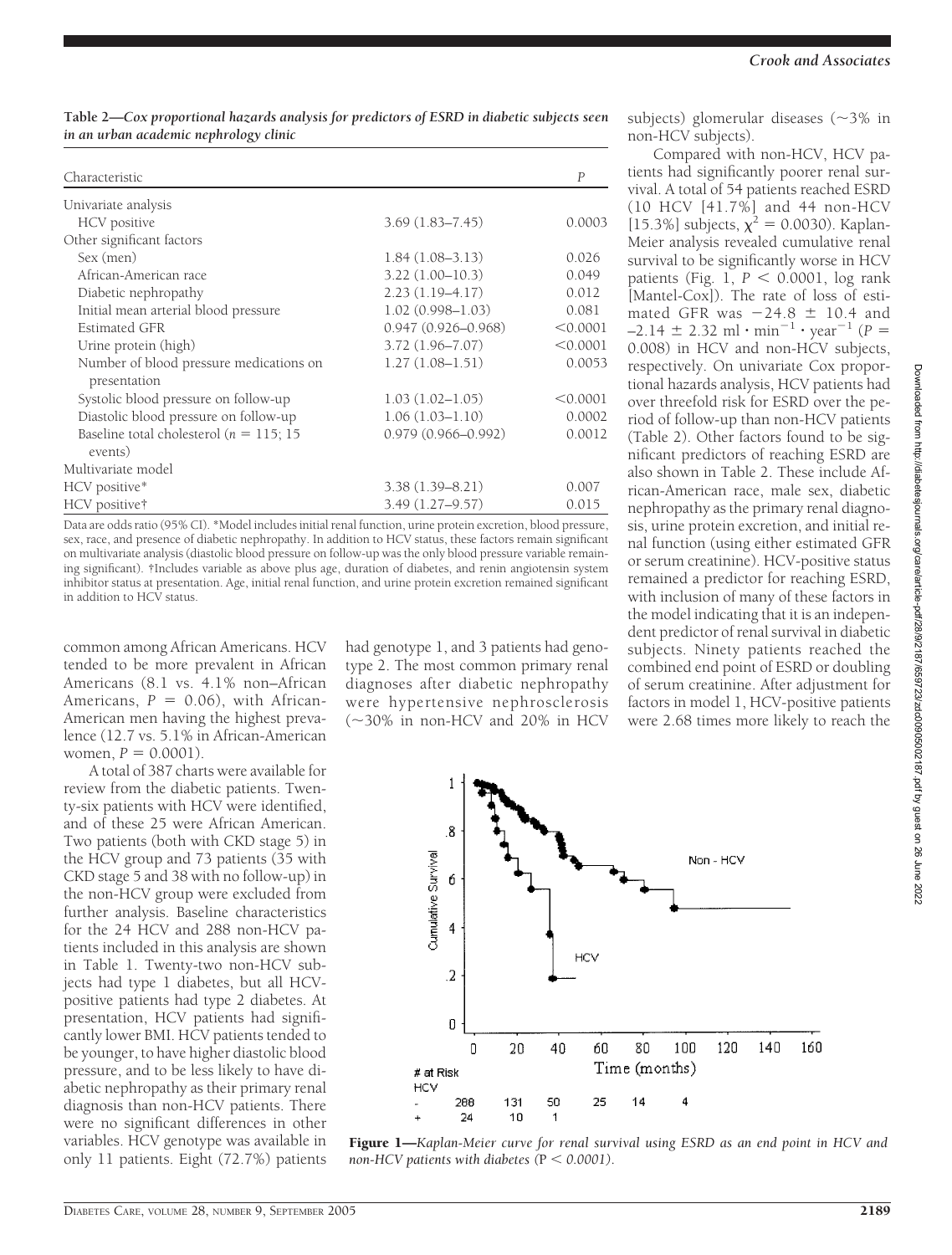**Table 2—Cox proportional hazards analysis for predictors of ESRD in diabetic subjects seen in an urban academic nephrology clinic**

| Characteristic | | P |
|---|---|---|
| Univariate analysis | | |
| HCV positive | 3.69 (1.83–7.45) | 0.0003 |
| Other significant factors | | |
| Sex (men) | 1.84 (1.08–3.13) | 0.026 |
| African-American race | 3.22 (1.00–10.3) | 0.049 |
| Diabetic nephropathy | 2.23 (1.19–4.17) | 0.012 |
| Initial mean arterial blood pressure | 1.02 (0.998–1.03) | 0.081 |
| Estimated GFR | 0.947 (0.926–0.968) | <0.0001 |
| Urine protein (high) | 3.72 (1.96–7.07) | <0.0001 |
| Number of blood pressure medications on presentation | 1.27 (1.08–1.51) | 0.0053 |
| Systolic blood pressure on follow-up | 1.03 (1.02–1.05) | <0.0001 |
| Diastolic blood pressure on follow-up | 1.06 (1.03–1.10) | 0.0002 |
| Baseline total cholesterol ($n$ = 115; 15 events) | 0.979 (0.966–0.992) | 0.0012 |
| Multivariate model | | |
| HCV positive* | 3.38 (1.39–8.21) | 0.007 |
| HCV positive† | 3.49 (1.27–9.57) | 0.015 |

Data are odds ratio (95% CI). *Model includes initial renal function, urine protein excretion, blood pressure, sex, race, and presence of diabetic nephropathy. In addition to HCV status, these factors remain significant on multivariate analysis (diastolic blood pressure on follow-up was the only blood pressure variable remaining significant). †Includes variable as above plus age, duration of diabetes, and renin angiotensin system inhibitor status at presentation. Age, initial renal function, and urine protein excretion remained significant in addition to HCV status.

common among African Americans. HCV tended to be more prevalent in African Americans (8.1 vs. 4.1% non–African Americans, $P$ = 0.06), with African-American men having the highest prevalence (12.7 vs. 5.1% in African-American women, $P$ = 0.0001).

A total of 387 charts were available for review from the diabetic patients. Twenty-six patients with HCV were identified, and of these 25 were African American. Two patients (both with CKD stage 5) in the HCV group and 73 patients (35 with CKD stage 5 and 38 with no follow-up) in the non-HCV group were excluded from further analysis. Baseline characteristics for the 24 HCV and 288 non-HCV patients included in this analysis are shown in Table 1. Twenty-two non-HCV subjects had type 1 diabetes, but all HCV-positive patients had type 2 diabetes. At presentation, HCV patients had significantly lower BMI. HCV patients tended to be younger, to have higher diastolic blood pressure, and to be less likely to have diabetic nephropathy as their primary renal diagnosis than non-HCV patients. There were no significant differences in other variables. HCV genotype was available in only 11 patients. Eight (72.7%) patients had genotype 1, and 3 patients had genotype 2. The most common primary renal diagnoses after diabetic nephropathy were hypertensive nephrosclerosis (~30% in non-HCV and 20% in HCV subjects) glomerular diseases (~3% in non-HCV subjects).

Compared with non-HCV, HCV patients had significantly poorer renal survival. A total of 54 patients reached ESRD (10 HCV [41.7%] and 44 non-HCV [15.3%] subjects, $\chi^2$ = 0.0030). Kaplan-Meier analysis revealed cumulative renal survival to be significantly worse in HCV patients (Fig. 1, $P$ < 0.0001, log rank [Mantel-Cox]). The rate of loss of estimated GFR was −24.8 ± 10.4 and −2.14 ± 2.32 ml · min$^{-1}$ · year$^{-1}$ ($P$ = 0.008) in HCV and non-HCV subjects, respectively. On univariate Cox proportional hazards analysis, HCV patients had over threefold risk for ESRD over the period of follow-up than non-HCV patients (Table 2). Other factors found to be significant predictors of reaching ESRD are also shown in Table 2. These include African-American race, male sex, diabetic nephropathy as the primary renal diagnosis, urine protein excretion, and initial renal function (using either estimated GFR or serum creatinine). HCV-positive status remained a predictor for reaching ESRD, with inclusion of many of these factors in the model indicating that it is an independent predictor of renal survival in diabetic subjects. Ninety patients reached the combined end point of ESRD or doubling of serum creatinine. After adjustment for factors in model 1, HCV-positive patients were 2.68 times more likely to reach the

Cumulative Survival
1
.8
.6
.4
.2
0
0 20 40 60 80 100 120 140 160
Time (months)
Non - HCV
HCV
# at Risk
HCV
- 288 131 50 25 14 4
+ 24 10 1

**Figure 1**—*Kaplan-Meier curve for renal survival using ESRD as an end point in HCV and non-HCV patients with diabetes (P < 0.0001).*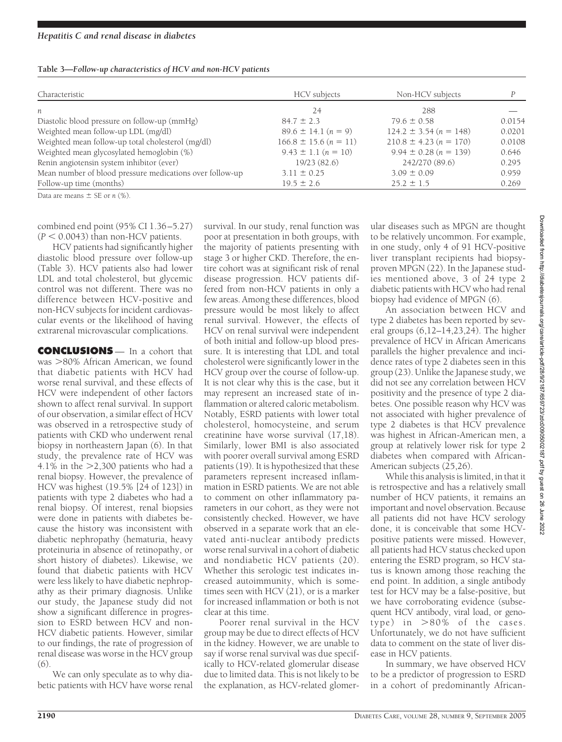**Table 3—Follow-up characteristics of HCV and non-HCV patients**

| Characteristic | HCV subjects | Non-HCV subjects | P |
|---|---|---|---|
| n | 24 | 288 | — |
| Diastolic blood pressure on follow-up (mmHg) | 84.7 ± 2.3 | 79.6 ± 0.58 | 0.0154 |
| Weighted mean follow-up LDL (mg/dl) | 89.6 ± 14.1 (n = 9) | 124.2 ± 3.54 (n = 148) | 0.0201 |
| Weighted mean follow-up total cholesterol (mg/dl) | 166.8 ± 15.6 (n = 11) | 210.8 ± 4.23 (n = 170) | 0.0108 |
| Weighted mean glycosylated hemoglobin (%) | 9.43 ± 1.1 (n = 10) | 9.94 ± 0.28 (n = 139) | 0.646 |
| Renin angiotensin system inhibitor (ever) | 19/23 (82.6) | 242/270 (89.6) | 0.295 |
| Mean number of blood pressure medications over follow-up | 3.11 ± 0.25 | 3.09 ± 0.09 | 0.959 |
| Follow-up time (months) | 19.5 ± 2.6 | 25.2 ± 1.5 | 0.269 |

Data are means ± SE or n (%).

combined end point (95% CI 1.36–5.27) ($P < 0.0043$) than non-HCV patients.

HCV patients had significantly higher diastolic blood pressure over follow-up (Table 3). HCV patients also had lower LDL and total cholesterol, but glycemic control was not different. There was no difference between HCV-positive and non-HCV subjects for incident cardiovascular events or the likelihood of having extrarenal microvascular complications.

## CONCLUSIONS

In a cohort that was >80% African American, we found that diabetic patients with HCV had worse renal survival, and these effects of HCV were independent of other factors shown to affect renal survival. In support of our observation, a similar effect of HCV was observed in a retrospective study of patients with CKD who underwent renal biopsy in northeastern Japan (6). In that study, the prevalence rate of HCV was 4.1% in the >2,300 patients who had a renal biopsy. However, the prevalence of HCV was highest (19.5% [24 of 123]) in patients with type 2 diabetes who had a renal biopsy. Of interest, renal biopsies were done in patients with diabetes because the history was inconsistent with diabetic nephropathy (hematuria, heavy proteinuria in absence of retinopathy, or short history of diabetes). Likewise, we found that diabetic patients with HCV were less likely to have diabetic nephropathy as their primary diagnosis. Unlike our study, the Japanese study did not show a significant difference in progression to ESRD between HCV and non-HCV diabetic patients. However, similar to our findings, the rate of progression of renal disease was worse in the HCV group (6).

We can only speculate as to why diabetic patients with HCV have worse renal survival. In our study, renal function was poor at presentation in both groups, with the majority of patients presenting with stage 3 or higher CKD. Therefore, the entire cohort was at significant risk of renal disease progression. HCV patients differed from non-HCV patients in only a few areas. Among these differences, blood pressure would be most likely to affect renal survival. However, the effects of HCV on renal survival were independent of both initial and follow-up blood pressure. It is interesting that LDL and total cholesterol were significantly lower in the HCV group over the course of follow-up. It is not clear why this is the case, but it may represent an increased state of inflammation or altered caloric metabolism. Notably, ESRD patients with lower total cholesterol, homocysteine, and serum creatinine have worse survival (17,18). Similarly, lower BMI is also associated with poorer overall survival among ESRD patients (19). It is hypothesized that these parameters represent increased inflammation in ESRD patients. We are not able to comment on other inflammatory parameters in our cohort, as they were not consistently checked. However, we have observed in a separate work that an elevated anti-nuclear antibody predicts worse renal survival in a cohort of diabetic and nondiabetic HCV patients (20). Whether this serologic test indicates increased autoimmunity, which is sometimes seen with HCV (21), or is a marker for increased inflammation or both is not clear at this time.

Poorer renal survival in the HCV group may be due to direct effects of HCV in the kidney. However, we are unable to say if worse renal survival was due specifically to HCV-related glomerular disease due to limited data. This is not likely to be the explanation, as HCV-related glomerular diseases such as MPGN are thought to be relatively uncommon. For example, in one study, only 4 of 91 HCV-positive liver transplant recipients had biopsy-proven MPGN (22). In the Japanese studies mentioned above, 3 of 24 type 2 diabetic patients with HCV who had renal biopsy had evidence of MPGN (6).

An association between HCV and type 2 diabetes has been reported by several groups (6,12–14,23,24). The higher prevalence of HCV in African Americans parallels the higher prevalence and incidence rates of type 2 diabetes seen in this group (23). Unlike the Japanese study, we did not see any correlation between HCV positivity and the presence of type 2 diabetes. One possible reason why HCV was not associated with higher prevalence of type 2 diabetes is that HCV prevalence was highest in African-American men, a group at relatively lower risk for type 2 diabetes when compared with African-American subjects (25,26).

While this analysis is limited, in that it is retrospective and has a relatively small number of HCV patients, it remains an important and novel observation. Because all patients did not have HCV serology done, it is conceivable that some HCV-positive patients were missed. However, all patients had HCV status checked upon entering the ESRD program, so HCV status is known among those reaching the end point. In addition, a single antibody test for HCV may be a false-positive, but we have corroborating evidence (subsequent HCV antibody, viral load, or genotype) in >80% of the cases. Unfortunately, we do not have sufficient data to comment on the state of liver disease in HCV patients.

In summary, we have observed HCV to be a predictor of progression to ESRD in a cohort of predominantly African-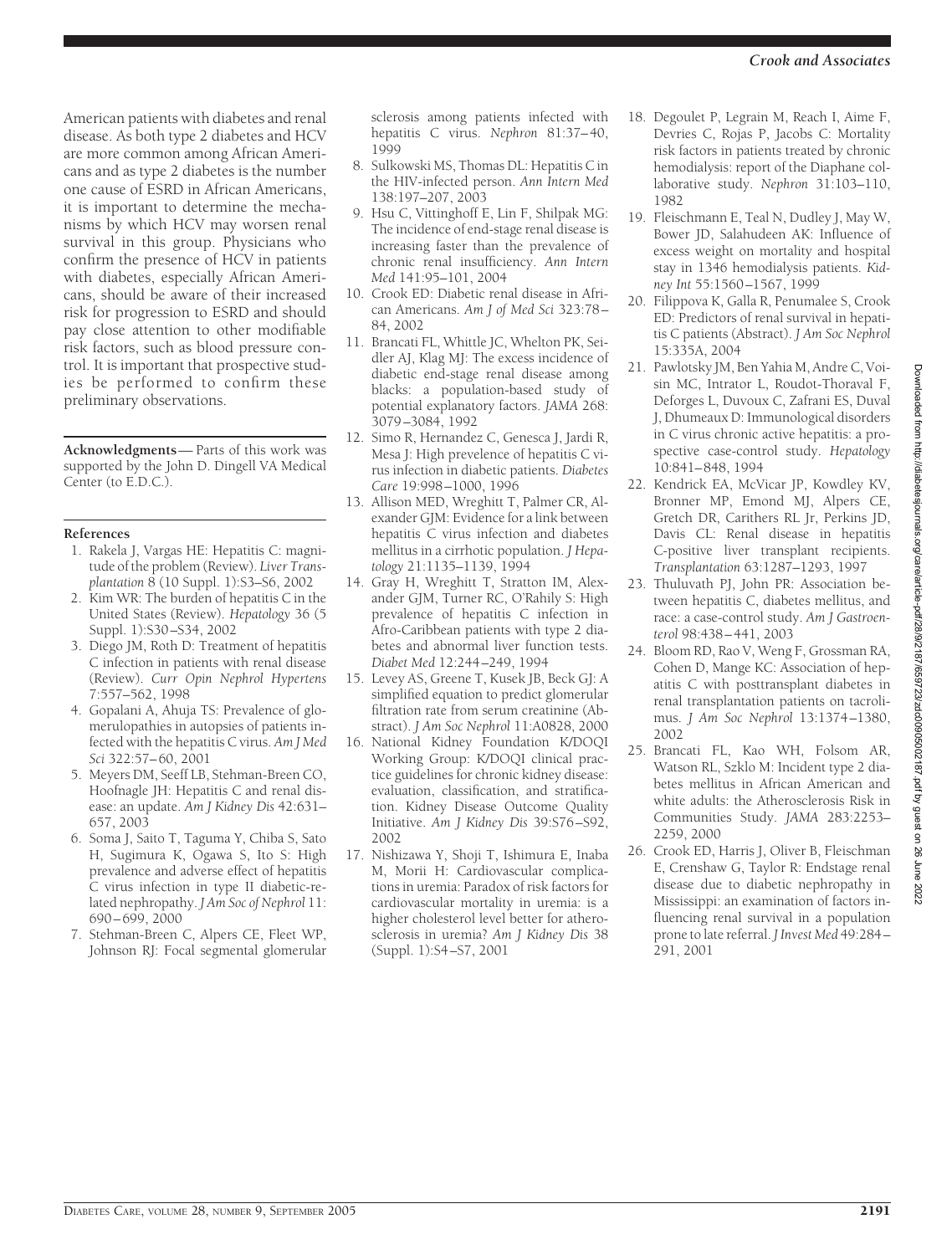American patients with diabetes and renal disease. As both type 2 diabetes and HCV are more common among African Americans and as type 2 diabetes is the number one cause of ESRD in African Americans, it is important to determine the mechanisms by which HCV may worsen renal survival in this group. Physicians who confirm the presence of HCV in patients with diabetes, especially African Americans, should be aware of their increased risk for progression to ESRD and should pay close attention to other modifiable risk factors, such as blood pressure control. It is important that prospective studies be performed to confirm these preliminary observations.

**Acknowledgments**— Parts of this work was supported by the John D. Dingell VA Medical Center (to E.D.C.).

## References

1. Rakela J, Vargas HE: Hepatitis C: magnitude of the problem (Review). *Liver Transplantation* 8 (10 Suppl. 1):S3–S6, 2002
2. Kim WR: The burden of hepatitis C in the United States (Review). *Hepatology* 36 (5 Suppl. 1):S30–S34, 2002
3. Diego JM, Roth D: Treatment of hepatitis C infection in patients with renal disease (Review). *Curr Opin Nephrol Hypertens* 7:557–562, 1998
4. Gopalani A, Ahuja TS: Prevalence of glomerulopathies in autopsies of patients infected with the hepatitis C virus. *Am J Med Sci* 322:57–60, 2001
5. Meyers DM, Seeff LB, Stehman-Breen CO, Hoofnagle JH: Hepatitis C and renal disease: an update. *Am J Kidney Dis* 42:631–657, 2003
6. Soma J, Saito T, Taguma Y, Chiba S, Sato H, Sugimura K, Ogawa S, Ito S: High prevalence and adverse effect of hepatitis C virus infection in type II diabetic-related nephropathy. *J Am Soc of Nephrol* 11: 690–699, 2000
7. Stehman-Breen C, Alpers CE, Fleet WP, Johnson RJ: Focal segmental glomerular sclerosis among patients infected with hepatitis C virus. *Nephron* 81:37–40, 1999
8. Sulkowski MS, Thomas DL: Hepatitis C in the HIV-infected person. *Ann Intern Med* 138:197–207, 2003
9. Hsu C, Vittinghoff E, Lin F, Shilpak MG: The incidence of end-stage renal disease is increasing faster than the prevalence of chronic renal insufficiency. *Ann Intern Med* 141:95–101, 2004
10. Crook ED: Diabetic renal disease in African Americans. *Am J of Med Sci* 323:78–84, 2002
11. Brancati FL, Whittle JC, Whelton PK, Seidler AJ, Klag MJ: The excess incidence of diabetic end-stage renal disease among blacks: a population-based study of potential explanatory factors. *JAMA* 268: 3079–3084, 1992
12. Simo R, Hernandez C, Genesca J, Jardi R, Mesa J: High prevelence of hepatitis C virus infection in diabetic patients. *Diabetes Care* 19:998–1000, 1996
13. Allison MED, Wreghitt T, Palmer CR, Alexander GJM: Evidence for a link between hepatitis C virus infection and diabetes mellitus in a cirrhotic population. *J Hepatology* 21:1135–1139, 1994
14. Gray H, Wreghitt T, Stratton IM, Alexander GJM, Turner RC, O'Rahily S: High prevalence of hepatitis C infection in Afro-Caribbean patients with type 2 diabetes and abnormal liver function tests. *Diabet Med* 12:244–249, 1994
15. Levey AS, Greene T, Kusek JB, Beck GJ: A simplified equation to predict glomerular filtration rate from serum creatinine (Abstract). *J Am Soc Nephrol* 11:A0828, 2000
16. National Kidney Foundation K/DOQI Working Group: K/DOQI clinical practice guidelines for chronic kidney disease: evaluation, classification, and stratification. Kidney Disease Outcome Quality Initiative. *Am J Kidney Dis* 39:S76–S92, 2002
17. Nishizawa Y, Shoji T, Ishimura E, Inaba M, Morii H: Cardiovascular complications in uremia: Paradox of risk factors for cardiovascular mortality in uremia: is a higher cholesterol level better for atherosclerosis in uremia? *Am J Kidney Dis* 38 (Suppl. 1):S4–S7, 2001
18. Degoulet P, Legrain M, Reach I, Aime F, Devries C, Rojas P, Jacobs C: Mortality risk factors in patients treated by chronic hemodialysis: report of the Diaphane collaborative study. *Nephron* 31:103–110, 1982
19. Fleischmann E, Teal N, Dudley J, May W, Bower JD, Salahudeen AK: Influence of excess weight on mortality and hospital stay in 1346 hemodialysis patients. *Kidney Int* 55:1560–1567, 1999
20. Filippova K, Galla R, Penumalee S, Crook ED: Predictors of renal survival in hepatitis C patients (Abstract). *J Am Soc Nephrol* 15:335A, 2004
21. Pawlotsky JM, Ben Yahia M, Andre C, Voisin MC, Intrator L, Roudot-Thoraval F, Deforges L, Duvoux C, Zafrani ES, Duval J, Dhumeaux D: Immunological disorders in C virus chronic active hepatitis: a prospective case-control study. *Hepatology* 10:841–848, 1994
22. Kendrick EA, McVicar JP, Kowdley KV, Bronner MP, Emond MJ, Alpers CE, Gretch DR, Carithers RL Jr, Perkins JD, Davis CL: Renal disease in hepatitis C-positive liver transplant recipients. *Transplantation* 63:1287–1293, 1997
23. Thuluvath PJ, John PR: Association between hepatitis C, diabetes mellitus, and race: a case-control study. *Am J Gastroenterol* 98:438–441, 2003
24. Bloom RD, Rao V, Weng F, Grossman RA, Cohen D, Mange KC: Association of hepatitis C with posttransplant diabetes in renal transplantation patients on tacrolimus. *J Am Soc Nephrol* 13:1374–1380, 2002
25. Brancati FL, Kao WH, Folsom AR, Watson RL, Szklo M: Incident type 2 diabetes mellitus in African American and white adults: the Atherosclerosis Risk in Communities Study. *JAMA* 283:2253–2259, 2000
26. Crook ED, Harris J, Oliver B, Fleischman E, Crenshaw G, Taylor R: Endstage renal disease due to diabetic nephropathy in Mississippi: an examination of factors influencing renal survival in a population prone to late referral. *J Invest Med* 49:284–291, 2001